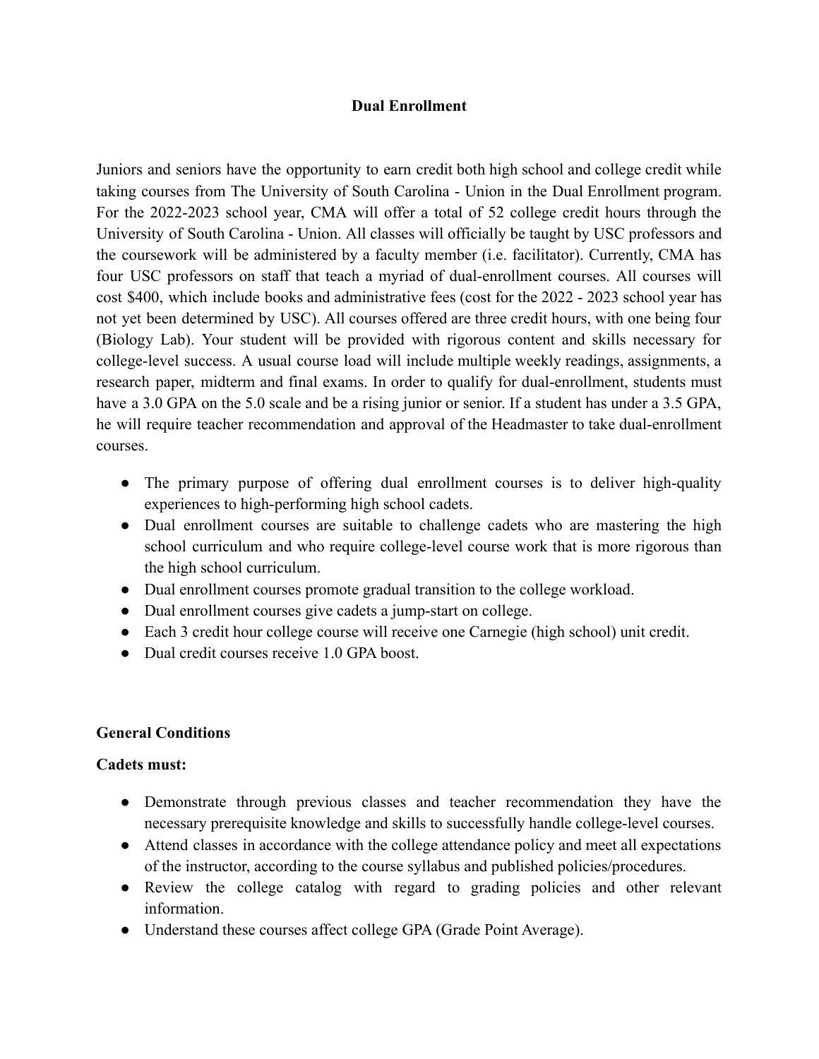# Dual Enrollment

Juniors and seniors have the opportunity to earn credit both high school and college credit while taking courses from The University of South Carolina - Union in the Dual Enrollment program. For the 2022-2023 school year, CMA will offer a total of 52 college credit hours through the University of South Carolina - Union. All classes will officially be taught by USC professors and the coursework will be administered by a faculty member (i.e. facilitator). Currently, CMA has four USC professors on staff that teach a myriad of dual-enrollment courses. All courses will cost $400, which include books and administrative fees (cost for the 2022 - 2023 school year has not yet been determined by USC). All courses offered are three credit hours, with one being four (Biology Lab). Your student will be provided with rigorous content and skills necessary for college-level success. A usual course load will include multiple weekly readings, assignments, a research paper, midterm and final exams. In order to qualify for dual-enrollment, students must have a 3.0 GPA on the 5.0 scale and be a rising junior or senior. If a student has under a 3.5 GPA, he will require teacher recommendation and approval of the Headmaster to take dual-enrollment courses.

- The primary purpose of offering dual enrollment courses is to deliver high-quality experiences to high-performing high school cadets.
- Dual enrollment courses are suitable to challenge cadets who are mastering the high school curriculum and who require college-level course work that is more rigorous than the high school curriculum.
- Dual enrollment courses promote gradual transition to the college workload.
- Dual enrollment courses give cadets a jump-start on college.
- Each 3 credit hour college course will receive one Carnegie (high school) unit credit.
- Dual credit courses receive 1.0 GPA boost.

## General Conditions

**Cadets must:**

- Demonstrate through previous classes and teacher recommendation they have the necessary prerequisite knowledge and skills to successfully handle college-level courses.
- Attend classes in accordance with the college attendance policy and meet all expectations of the instructor, according to the course syllabus and published policies/procedures.
- Review the college catalog with regard to grading policies and other relevant information.
- Understand these courses affect college GPA (Grade Point Average).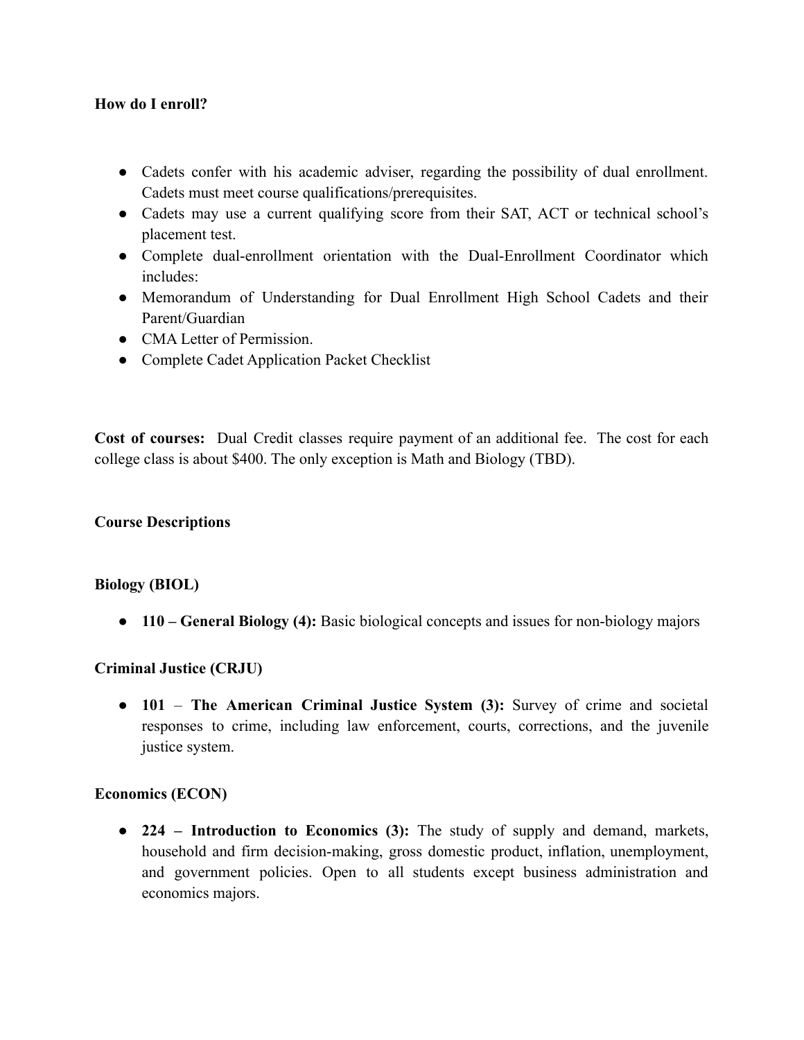**How do I enroll?**

- Cadets confer with his academic adviser, regarding the possibility of dual enrollment. Cadets must meet course qualifications/prerequisites.
- Cadets may use a current qualifying score from their SAT, ACT or technical school's placement test.
- Complete dual-enrollment orientation with the Dual-Enrollment Coordinator which includes:
- Memorandum of Understanding for Dual Enrollment High School Cadets and their Parent/Guardian
- CMA Letter of Permission.
- Complete Cadet Application Packet Checklist

**Cost of courses:** Dual Credit classes require payment of an additional fee. The cost for each college class is about $400. The only exception is Math and Biology (TBD).

**Course Descriptions**

**Biology (BIOL)**

- **110 – General Biology (4):** Basic biological concepts and issues for non-biology majors

**Criminal Justice (CRJU)**

- **101 – The American Criminal Justice System (3):** Survey of crime and societal responses to crime, including law enforcement, courts, corrections, and the juvenile justice system.

**Economics (ECON)**

- **224 – Introduction to Economics (3):** The study of supply and demand, markets, household and firm decision-making, gross domestic product, inflation, unemployment, and government policies. Open to all students except business administration and economics majors.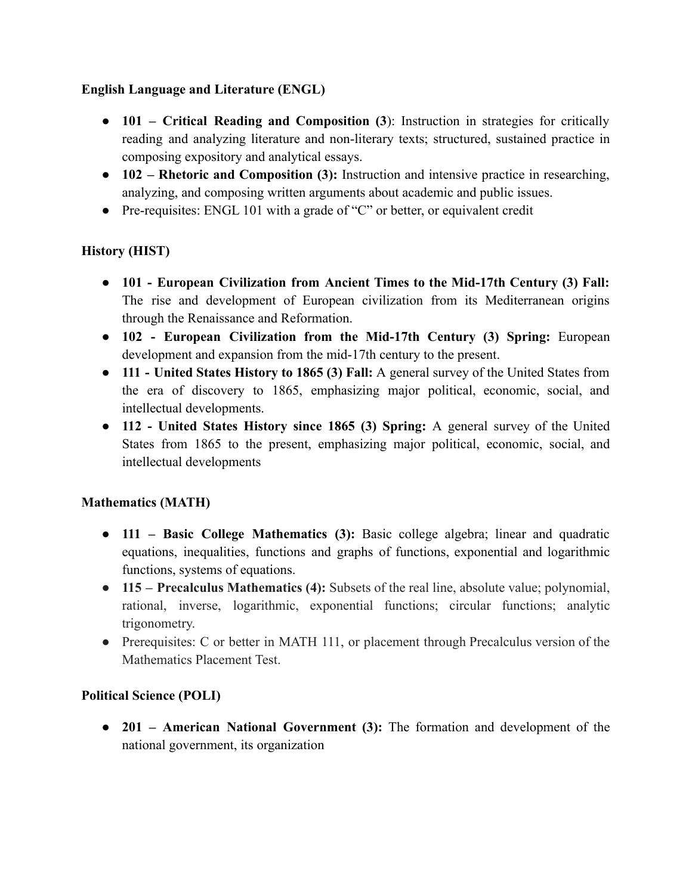**English Language and Literature (ENGL)**

- **101 – Critical Reading and Composition (3**): Instruction in strategies for critically reading and analyzing literature and non-literary texts; structured, sustained practice in composing expository and analytical essays.
- **102 – Rhetoric and Composition (3):** Instruction and intensive practice in researching, analyzing, and composing written arguments about academic and public issues.
- Pre-requisites: ENGL 101 with a grade of "C" or better, or equivalent credit

**History (HIST)**

- **101 - European Civilization from Ancient Times to the Mid-17th Century (3) Fall:** The rise and development of European civilization from its Mediterranean origins through the Renaissance and Reformation.
- **102 - European Civilization from the Mid-17th Century (3) Spring:** European development and expansion from the mid-17th century to the present.
- **111 - United States History to 1865 (3) Fall:** A general survey of the United States from the era of discovery to 1865, emphasizing major political, economic, social, and intellectual developments.
- **112 - United States History since 1865 (3) Spring:** A general survey of the United States from 1865 to the present, emphasizing major political, economic, social, and intellectual developments

**Mathematics (MATH)**

- **111 – Basic College Mathematics (3):** Basic college algebra; linear and quadratic equations, inequalities, functions and graphs of functions, exponential and logarithmic functions, systems of equations.
- **115 – Precalculus Mathematics (4):** Subsets of the real line, absolute value; polynomial, rational, inverse, logarithmic, exponential functions; circular functions; analytic trigonometry.
- Prerequisites: C or better in MATH 111, or placement through Precalculus version of the Mathematics Placement Test.

**Political Science (POLI)**

- **201 – American National Government (3):** The formation and development of the national government, its organization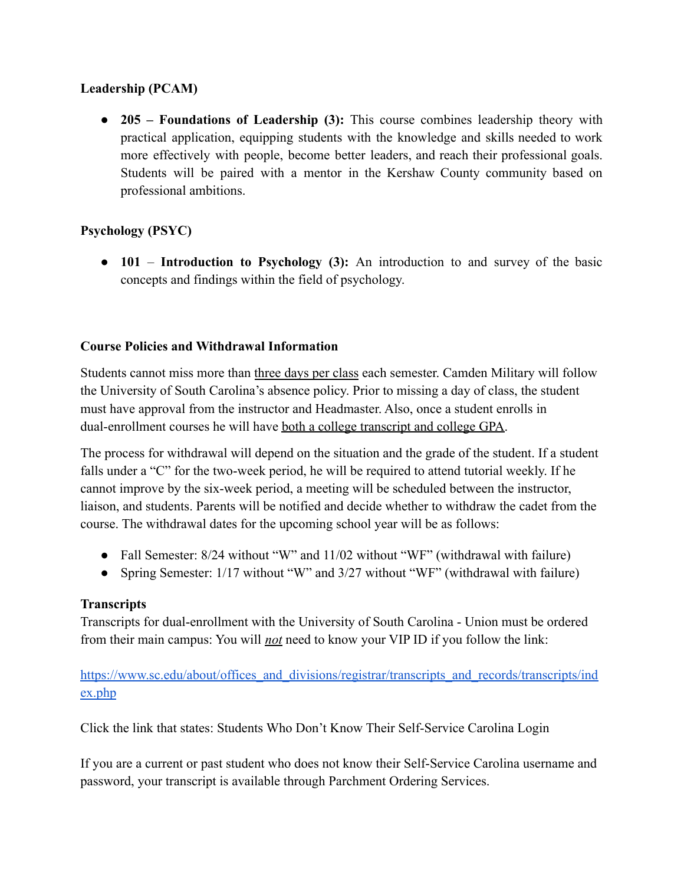**Leadership (PCAM)**

- **205 – Foundations of Leadership (3):** This course combines leadership theory with practical application, equipping students with the knowledge and skills needed to work more effectively with people, become better leaders, and reach their professional goals. Students will be paired with a mentor in the Kershaw County community based on professional ambitions.

**Psychology (PSYC)**

- **101 – Introduction to Psychology (3):** An introduction to and survey of the basic concepts and findings within the field of psychology.

**Course Policies and Withdrawal Information**

Students cannot miss more than <u>three days per class</u> each semester. Camden Military will follow the University of South Carolina's absence policy. Prior to missing a day of class, the student must have approval from the instructor and Headmaster. Also, once a student enrolls in dual-enrollment courses he will have <u>both a college transcript and college GPA</u>.

The process for withdrawal will depend on the situation and the grade of the student. If a student falls under a "C" for the two-week period, he will be required to attend tutorial weekly. If he cannot improve by the six-week period, a meeting will be scheduled between the instructor, liaison, and students. Parents will be notified and decide whether to withdraw the cadet from the course. The withdrawal dates for the upcoming school year will be as follows:

- Fall Semester: 8/24 without "W" and 11/02 without "WF" (withdrawal with failure)
- Spring Semester: 1/17 without "W" and 3/27 without "WF" (withdrawal with failure)

**Transcripts**

Transcripts for dual-enrollment with the University of South Carolina - Union must be ordered from their main campus: You will <u>*not*</u> need to know your VIP ID if you follow the link:

[https://www.sc.edu/about/offices_and_divisions/registrar/transcripts_and_records/transcripts/index.php](https://www.sc.edu/about/offices_and_divisions/registrar/transcripts_and_records/transcripts/index.php)

Click the link that states: Students Who Don't Know Their Self-Service Carolina Login

If you are a current or past student who does not know their Self-Service Carolina username and password, your transcript is available through Parchment Ordering Services.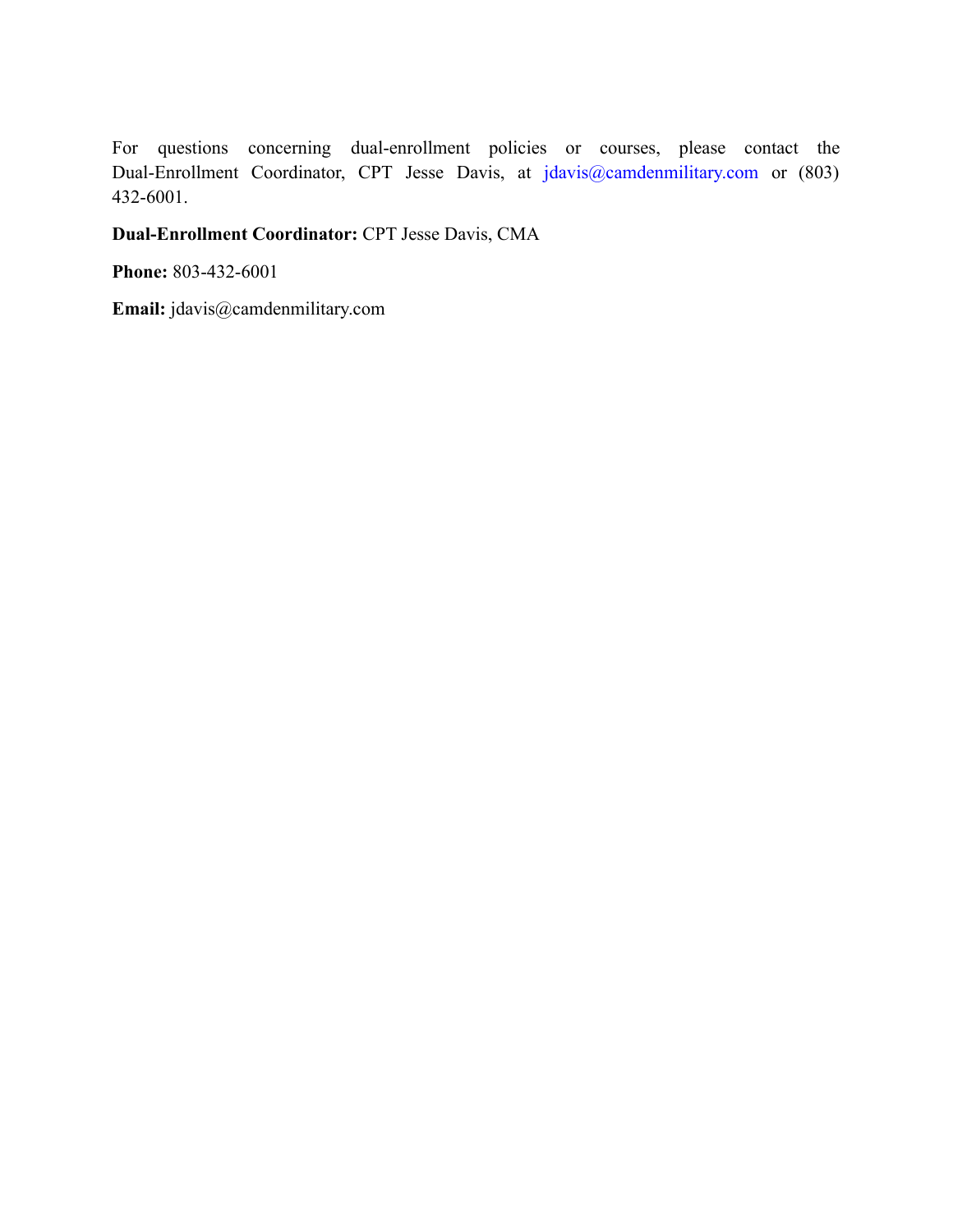For questions concerning dual-enrollment policies or courses, please contact the Dual-Enrollment Coordinator, CPT Jesse Davis, at jdavis@camdenmilitary.com or (803) 432-6001.

**Dual-Enrollment Coordinator:** CPT Jesse Davis, CMA

**Phone:** 803-432-6001

**Email:** jdavis@camdenmilitary.com